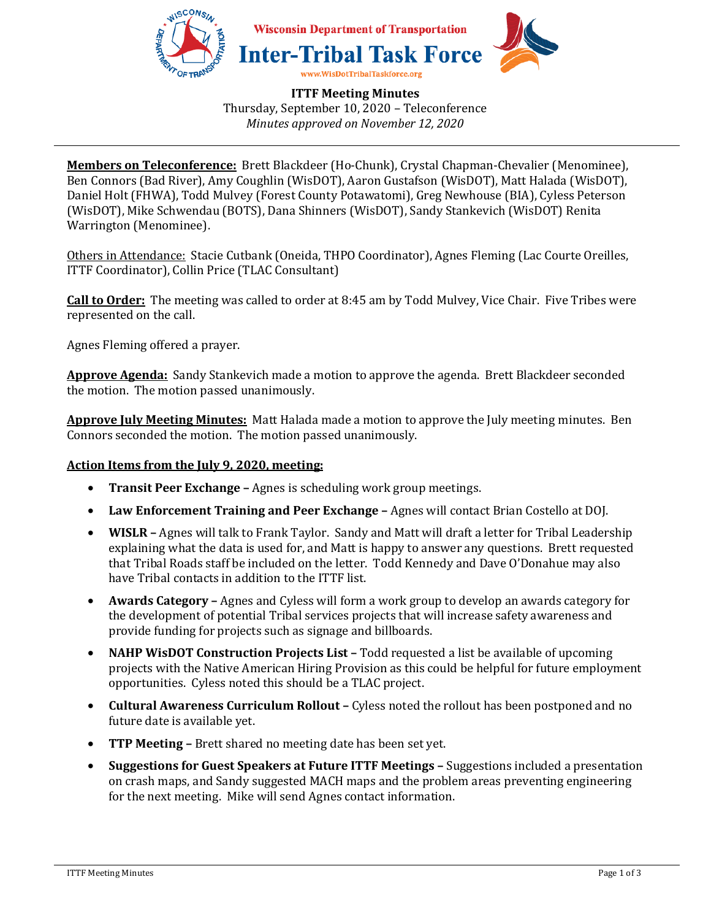Wisconsin Department of Transportation

# Inter-Tribal Task Force

www.WisDotTribalTaskforce.org

**ITTF Meeting Minutes**
Thursday, September 10, 2020 – Teleconference
*Minutes approved on November 12, 2020*

---

**Members on Teleconference:** Brett Blackdeer (Ho-Chunk), Crystal Chapman-Chevalier (Menominee), Ben Connors (Bad River), Amy Coughlin (WisDOT), Aaron Gustafson (WisDOT), Matt Halada (WisDOT), Daniel Holt (FHWA), Todd Mulvey (Forest County Potawatomi), Greg Newhouse (BIA), Cyless Peterson (WisDOT), Mike Schwendau (BOTS), Dana Shinners (WisDOT), Sandy Stankevich (WisDOT) Renita Warrington (Menominee).

Others in Attendance: Stacie Cutbank (Oneida, THPO Coordinator), Agnes Fleming (Lac Courte Oreilles, ITTF Coordinator), Collin Price (TLAC Consultant)

**Call to Order:** The meeting was called to order at 8:45 am by Todd Mulvey, Vice Chair. Five Tribes were represented on the call.

Agnes Fleming offered a prayer.

**Approve Agenda:** Sandy Stankevich made a motion to approve the agenda. Brett Blackdeer seconded the motion. The motion passed unanimously.

**Approve July Meeting Minutes:** Matt Halada made a motion to approve the July meeting minutes. Ben Connors seconded the motion. The motion passed unanimously.

**Action Items from the July 9, 2020, meeting:**

- **Transit Peer Exchange –** Agnes is scheduling work group meetings.
- **Law Enforcement Training and Peer Exchange –** Agnes will contact Brian Costello at DOJ.
- **WISLR –** Agnes will talk to Frank Taylor. Sandy and Matt will draft a letter for Tribal Leadership explaining what the data is used for, and Matt is happy to answer any questions. Brett requested that Tribal Roads staff be included on the letter. Todd Kennedy and Dave O'Donahue may also have Tribal contacts in addition to the ITTF list.
- **Awards Category –** Agnes and Cyless will form a work group to develop an awards category for the development of potential Tribal services projects that will increase safety awareness and provide funding for projects such as signage and billboards.
- **NAHP WisDOT Construction Projects List –** Todd requested a list be available of upcoming projects with the Native American Hiring Provision as this could be helpful for future employment opportunities. Cyless noted this should be a TLAC project.
- **Cultural Awareness Curriculum Rollout –** Cyless noted the rollout has been postponed and no future date is available yet.
- **TTP Meeting –** Brett shared no meeting date has been set yet.
- **Suggestions for Guest Speakers at Future ITTF Meetings –** Suggestions included a presentation on crash maps, and Sandy suggested MACH maps and the problem areas preventing engineering for the next meeting. Mike will send Agnes contact information.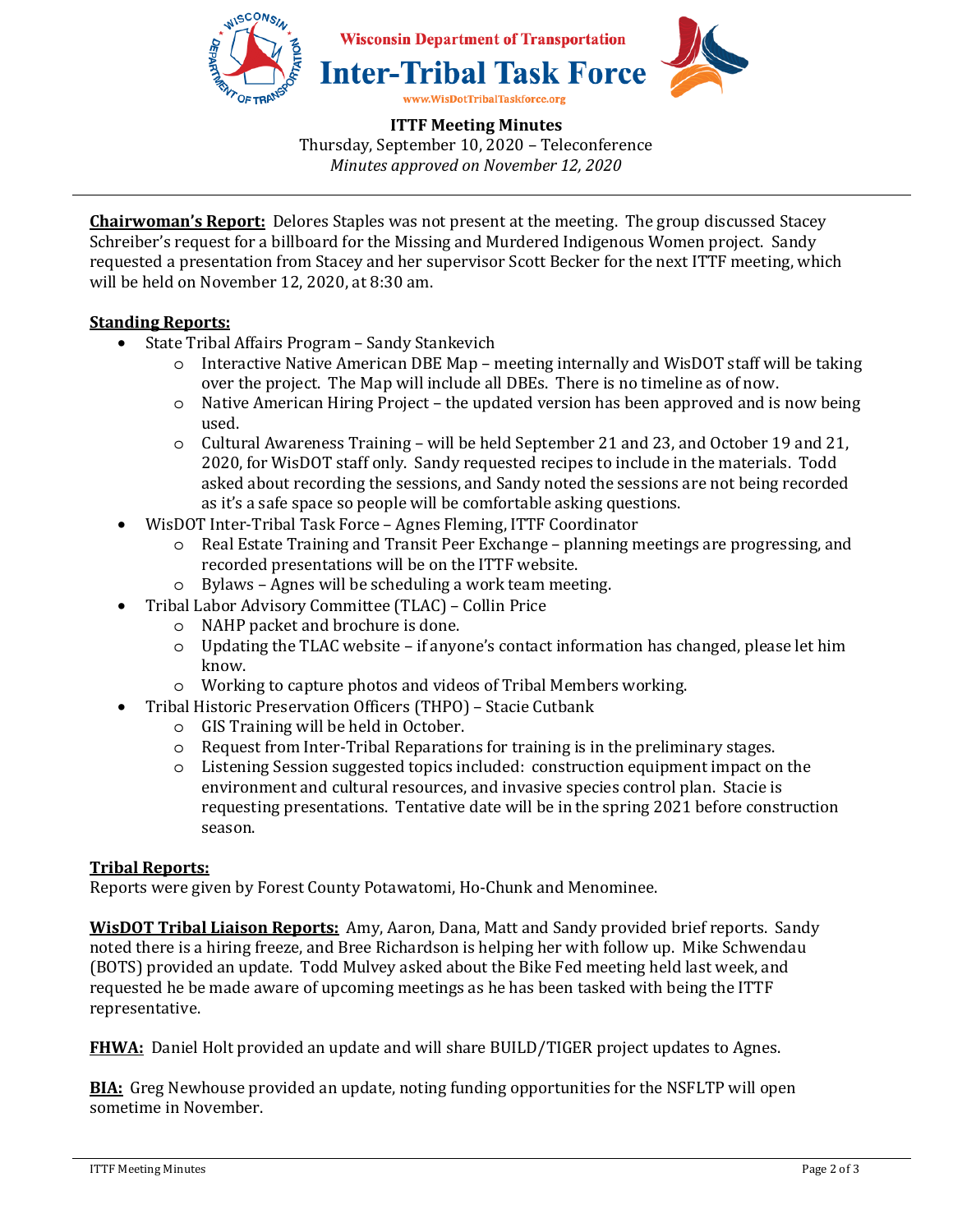Wisconsin Department of Transportation

# Inter-Tribal Task Force

www.WisDotTribalTaskforce.org

**ITTF Meeting Minutes**
Thursday, September 10, 2020 – Teleconference
*Minutes approved on November 12, 2020*

---

**Chairwoman's Report:** Delores Staples was not present at the meeting. The group discussed Stacey Schreiber's request for a billboard for the Missing and Murdered Indigenous Women project. Sandy requested a presentation from Stacey and her supervisor Scott Becker for the next ITTF meeting, which will be held on November 12, 2020, at 8:30 am.

**Standing Reports:**

- State Tribal Affairs Program – Sandy Stankevich
  - Interactive Native American DBE Map – meeting internally and WisDOT staff will be taking over the project. The Map will include all DBEs. There is no timeline as of now.
  - Native American Hiring Project – the updated version has been approved and is now being used.
  - Cultural Awareness Training – will be held September 21 and 23, and October 19 and 21, 2020, for WisDOT staff only. Sandy requested recipes to include in the materials. Todd asked about recording the sessions, and Sandy noted the sessions are not being recorded as it's a safe space so people will be comfortable asking questions.
- WisDOT Inter-Tribal Task Force – Agnes Fleming, ITTF Coordinator
  - Real Estate Training and Transit Peer Exchange – planning meetings are progressing, and recorded presentations will be on the ITTF website.
  - Bylaws – Agnes will be scheduling a work team meeting.
- Tribal Labor Advisory Committee (TLAC) – Collin Price
  - NAHP packet and brochure is done.
  - Updating the TLAC website – if anyone's contact information has changed, please let him know.
  - Working to capture photos and videos of Tribal Members working.
- Tribal Historic Preservation Officers (THPO) – Stacie Cutbank
  - GIS Training will be held in October.
  - Request from Inter-Tribal Reparations for training is in the preliminary stages.
  - Listening Session suggested topics included: construction equipment impact on the environment and cultural resources, and invasive species control plan. Stacie is requesting presentations. Tentative date will be in the spring 2021 before construction season.

**Tribal Reports:**
Reports were given by Forest County Potawatomi, Ho-Chunk and Menominee.

**WisDOT Tribal Liaison Reports:** Amy, Aaron, Dana, Matt and Sandy provided brief reports. Sandy noted there is a hiring freeze, and Bree Richardson is helping her with follow up. Mike Schwendau (BOTS) provided an update. Todd Mulvey asked about the Bike Fed meeting held last week, and requested he be made aware of upcoming meetings as he has been tasked with being the ITTF representative.

**FHWA:** Daniel Holt provided an update and will share BUILD/TIGER project updates to Agnes.

**BIA:** Greg Newhouse provided an update, noting funding opportunities for the NSFLTP will open sometime in November.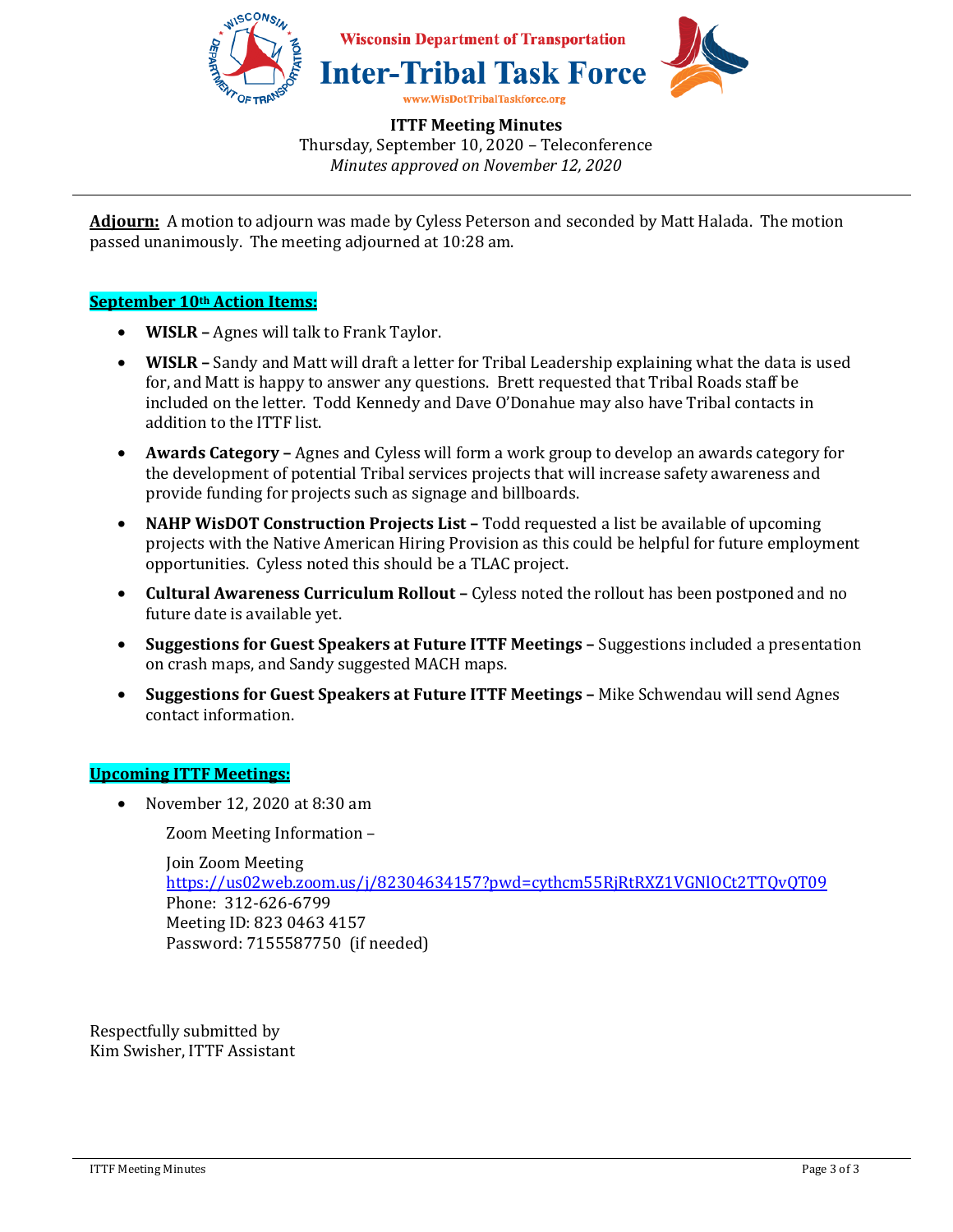Wisconsin Department of Transportation

# Inter-Tribal Task Force

www.WisDotTribalTaskforce.org

**ITTF Meeting Minutes**
Thursday, September 10, 2020 – Teleconference
*Minutes approved on November 12, 2020*

---

**Adjourn:** A motion to adjourn was made by Cyless Peterson and seconded by Matt Halada. The motion passed unanimously. The meeting adjourned at 10:28 am.

## September 10th Action Items:

- **WISLR –** Agnes will talk to Frank Taylor.
- **WISLR –** Sandy and Matt will draft a letter for Tribal Leadership explaining what the data is used for, and Matt is happy to answer any questions. Brett requested that Tribal Roads staff be included on the letter. Todd Kennedy and Dave O'Donahue may also have Tribal contacts in addition to the ITTF list.
- **Awards Category –** Agnes and Cyless will form a work group to develop an awards category for the development of potential Tribal services projects that will increase safety awareness and provide funding for projects such as signage and billboards.
- **NAHP WisDOT Construction Projects List –** Todd requested a list be available of upcoming projects with the Native American Hiring Provision as this could be helpful for future employment opportunities. Cyless noted this should be a TLAC project.
- **Cultural Awareness Curriculum Rollout –** Cyless noted the rollout has been postponed and no future date is available yet.
- **Suggestions for Guest Speakers at Future ITTF Meetings –** Suggestions included a presentation on crash maps, and Sandy suggested MACH maps.
- **Suggestions for Guest Speakers at Future ITTF Meetings –** Mike Schwendau will send Agnes contact information.

## Upcoming ITTF Meetings:

- November 12, 2020 at 8:30 am

  Zoom Meeting Information –

  Join Zoom Meeting
  https://us02web.zoom.us/j/82304634157?pwd=cythcm55RjRtRXZ1VGNlOCt2TTQvQT09
  Phone: 312-626-6799
  Meeting ID: 823 0463 4157
  Password: 7155587750 (if needed)

Respectfully submitted by
Kim Swisher, ITTF Assistant